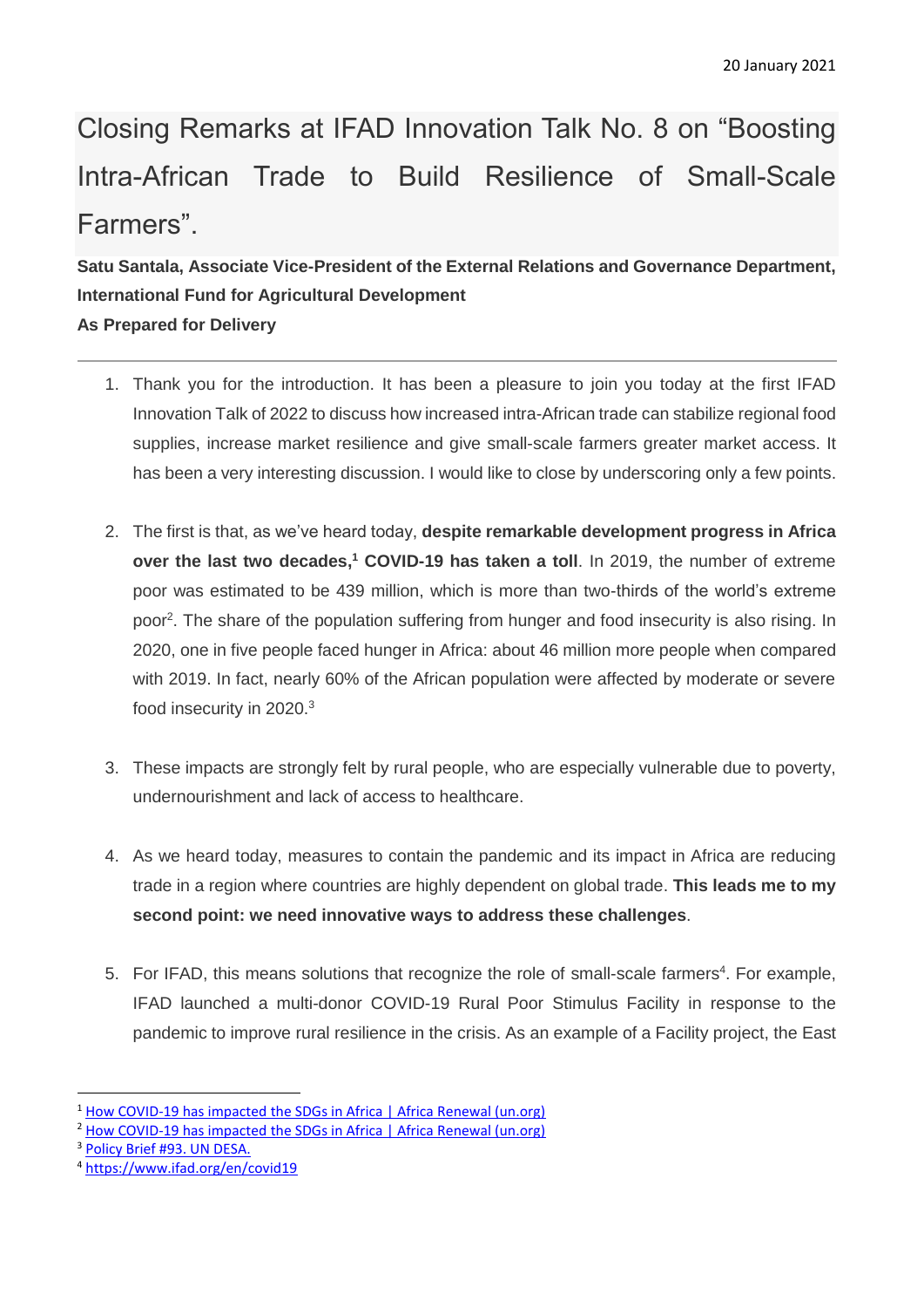20 January 2021

# Closing Remarks at IFAD Innovation Talk No. 8 on "Boosting Intra-African Trade to Build Resilience of Small-Scale Farmers".

**Satu Santala, Associate Vice-President of the External Relations and Governance Department, International Fund for Agricultural Development**
**As Prepared for Delivery**

---

1. Thank you for the introduction. It has been a pleasure to join you today at the first IFAD Innovation Talk of 2022 to discuss how increased intra-African trade can stabilize regional food supplies, increase market resilience and give small-scale farmers greater market access. It has been a very interesting discussion. I would like to close by underscoring only a few points.

2. The first is that, as we've heard today, **despite remarkable development progress in Africa over the last two decades,[1] COVID-19 has taken a toll**. In 2019, the number of extreme poor was estimated to be 439 million, which is more than two-thirds of the world's extreme poor[2]. The share of the population suffering from hunger and food insecurity is also rising. In 2020, one in five people faced hunger in Africa: about 46 million more people when compared with 2019. In fact, nearly 60% of the African population were affected by moderate or severe food insecurity in 2020.[3]

3. These impacts are strongly felt by rural people, who are especially vulnerable due to poverty, undernourishment and lack of access to healthcare.

4. As we heard today, measures to contain the pandemic and its impact in Africa are reducing trade in a region where countries are highly dependent on global trade. **This leads me to my second point: we need innovative ways to address these challenges**.

5. For IFAD, this means solutions that recognize the role of small-scale farmers[4]. For example, IFAD launched a multi-donor COVID-19 Rural Poor Stimulus Facility in response to the pandemic to improve rural resilience in the crisis. As an example of a Facility project, the East

---

[1] How COVID-19 has impacted the SDGs in Africa | Africa Renewal (un.org)
[2] How COVID-19 has impacted the SDGs in Africa | Africa Renewal (un.org)
[3] Policy Brief #93. UN DESA.
[4] https://www.ifad.org/en/covid19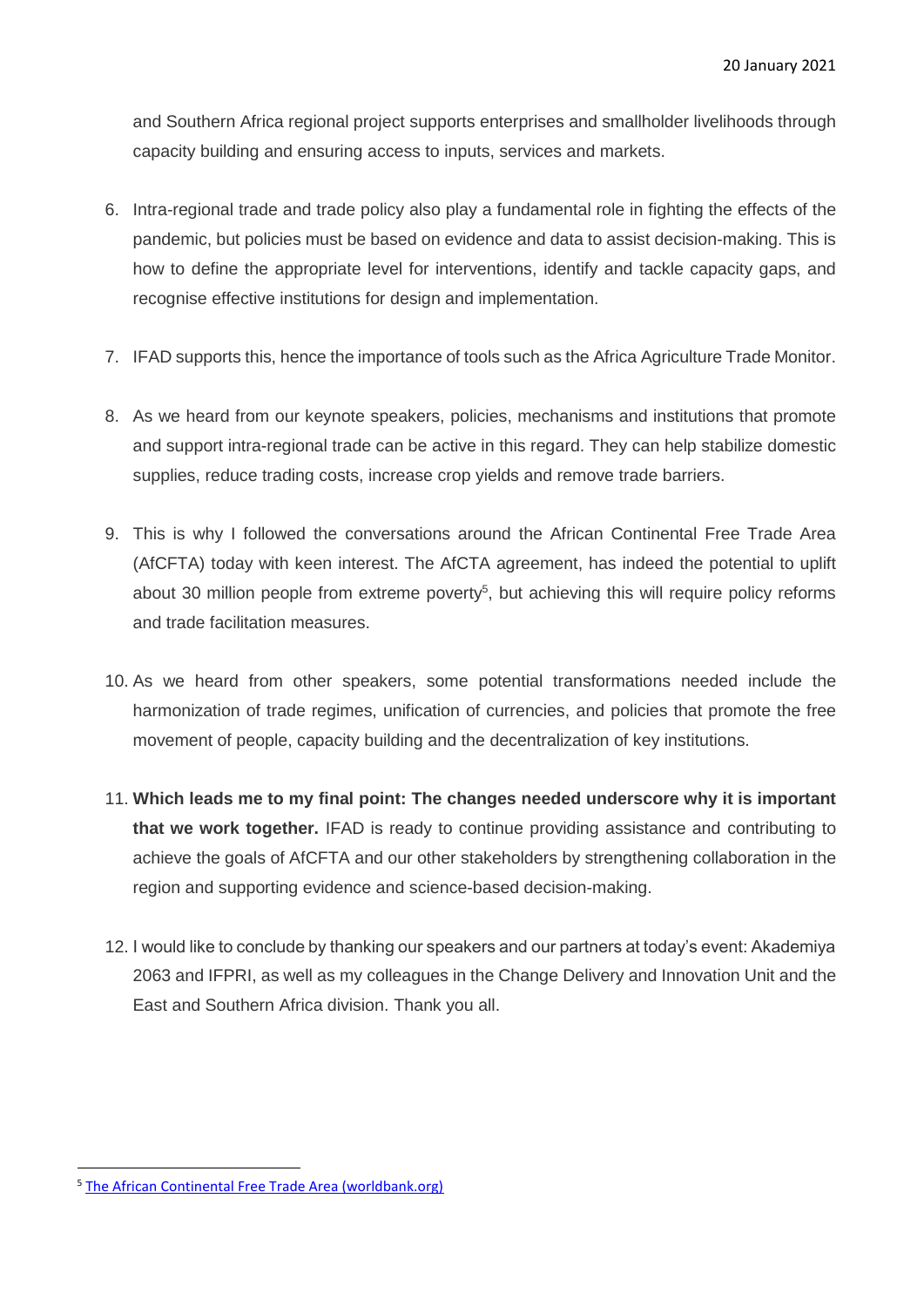20 January 2021

and Southern Africa regional project supports enterprises and smallholder livelihoods through capacity building and ensuring access to inputs, services and markets.

6. Intra-regional trade and trade policy also play a fundamental role in fighting the effects of the pandemic, but policies must be based on evidence and data to assist decision-making. This is how to define the appropriate level for interventions, identify and tackle capacity gaps, and recognise effective institutions for design and implementation.

7. IFAD supports this, hence the importance of tools such as the Africa Agriculture Trade Monitor.

8. As we heard from our keynote speakers, policies, mechanisms and institutions that promote and support intra-regional trade can be active in this regard. They can help stabilize domestic supplies, reduce trading costs, increase crop yields and remove trade barriers.

9. This is why I followed the conversations around the African Continental Free Trade Area (AfCFTA) today with keen interest. The AfCTA agreement, has indeed the potential to uplift about 30 million people from extreme poverty[5], but achieving this will require policy reforms and trade facilitation measures.

10. As we heard from other speakers, some potential transformations needed include the harmonization of trade regimes, unification of currencies, and policies that promote the free movement of people, capacity building and the decentralization of key institutions.

11. **Which leads me to my final point: The changes needed underscore why it is important that we work together.** IFAD is ready to continue providing assistance and contributing to achieve the goals of AfCFTA and our other stakeholders by strengthening collaboration in the region and supporting evidence and science-based decision-making.

12. I would like to conclude by thanking our speakers and our partners at today's event: Akademiya 2063 and IFPRI, as well as my colleagues in the Change Delivery and Innovation Unit and the East and Southern Africa division. Thank you all.

[5] The African Continental Free Trade Area (worldbank.org)